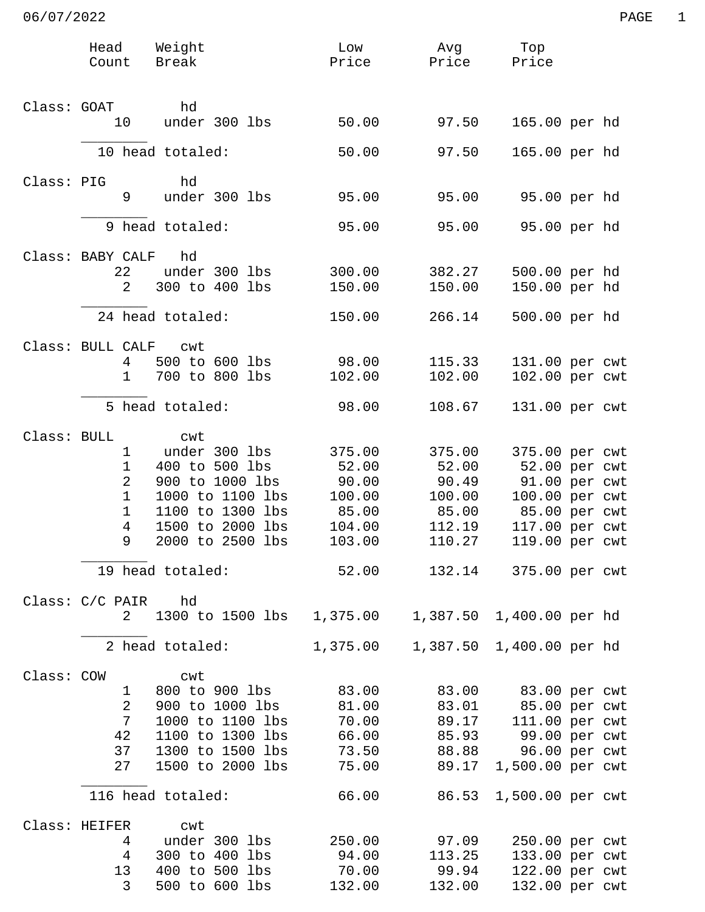06/07/2022

| Head Count | Weight Break | Low Price | Avg Price | Top Price | |
|---|---|---|---|---|---|
| **Class: GOAT** | hd | | | | |
| 10 | under 300 lbs | 50.00 | 97.50 | 165.00 | per hd |
| 10 head totaled: | | 50.00 | 97.50 | 165.00 | per hd |
| **Class: PIG** | hd | | | | |
| 9 | under 300 lbs | 95.00 | 95.00 | 95.00 | per hd |
| 9 head totaled: | | 95.00 | 95.00 | 95.00 | per hd |
| **Class: BABY CALF** | hd | | | | |
| 22 | under 300 lbs | 300.00 | 382.27 | 500.00 | per hd |
| 2 | 300 to 400 lbs | 150.00 | 150.00 | 150.00 | per hd |
| 24 head totaled: | | 150.00 | 266.14 | 500.00 | per hd |
| **Class: BULL CALF** | cwt | | | | |
| 4 | 500 to 600 lbs | 98.00 | 115.33 | 131.00 | per cwt |
| 1 | 700 to 800 lbs | 102.00 | 102.00 | 102.00 | per cwt |
| 5 head totaled: | | 98.00 | 108.67 | 131.00 | per cwt |
| **Class: BULL** | cwt | | | | |
| 1 | under 300 lbs | 375.00 | 375.00 | 375.00 | per cwt |
| 1 | 400 to 500 lbs | 52.00 | 52.00 | 52.00 | per cwt |
| 2 | 900 to 1000 lbs | 90.00 | 90.49 | 91.00 | per cwt |
| 1 | 1000 to 1100 lbs | 100.00 | 100.00 | 100.00 | per cwt |
| 1 | 1100 to 1300 lbs | 85.00 | 85.00 | 85.00 | per cwt |
| 4 | 1500 to 2000 lbs | 104.00 | 112.19 | 117.00 | per cwt |
| 9 | 2000 to 2500 lbs | 103.00 | 110.27 | 119.00 | per cwt |
| 19 head totaled: | | 52.00 | 132.14 | 375.00 | per cwt |
| **Class: C/C PAIR** | hd | | | | |
| 2 | 1300 to 1500 lbs | 1,375.00 | 1,387.50 | 1,400.00 | per hd |
| 2 head totaled: | | 1,375.00 | 1,387.50 | 1,400.00 | per hd |
| **Class: COW** | cwt | | | | |
| 1 | 800 to 900 lbs | 83.00 | 83.00 | 83.00 | per cwt |
| 2 | 900 to 1000 lbs | 81.00 | 83.01 | 85.00 | per cwt |
| 7 | 1000 to 1100 lbs | 70.00 | 89.17 | 111.00 | per cwt |
| 42 | 1100 to 1300 lbs | 66.00 | 85.93 | 99.00 | per cwt |
| 37 | 1300 to 1500 lbs | 73.50 | 88.88 | 96.00 | per cwt |
| 27 | 1500 to 2000 lbs | 75.00 | 89.17 | 1,500.00 | per cwt |
| 116 head totaled: | | 66.00 | 86.53 | 1,500.00 | per cwt |
| **Class: HEIFER** | cwt | | | | |
| 4 | under 300 lbs | 250.00 | 97.09 | 250.00 | per cwt |
| 4 | 300 to 400 lbs | 94.00 | 113.25 | 133.00 | per cwt |
| 13 | 400 to 500 lbs | 70.00 | 99.94 | 122.00 | per cwt |
| 3 | 500 to 600 lbs | 132.00 | 132.00 | 132.00 | per cwt |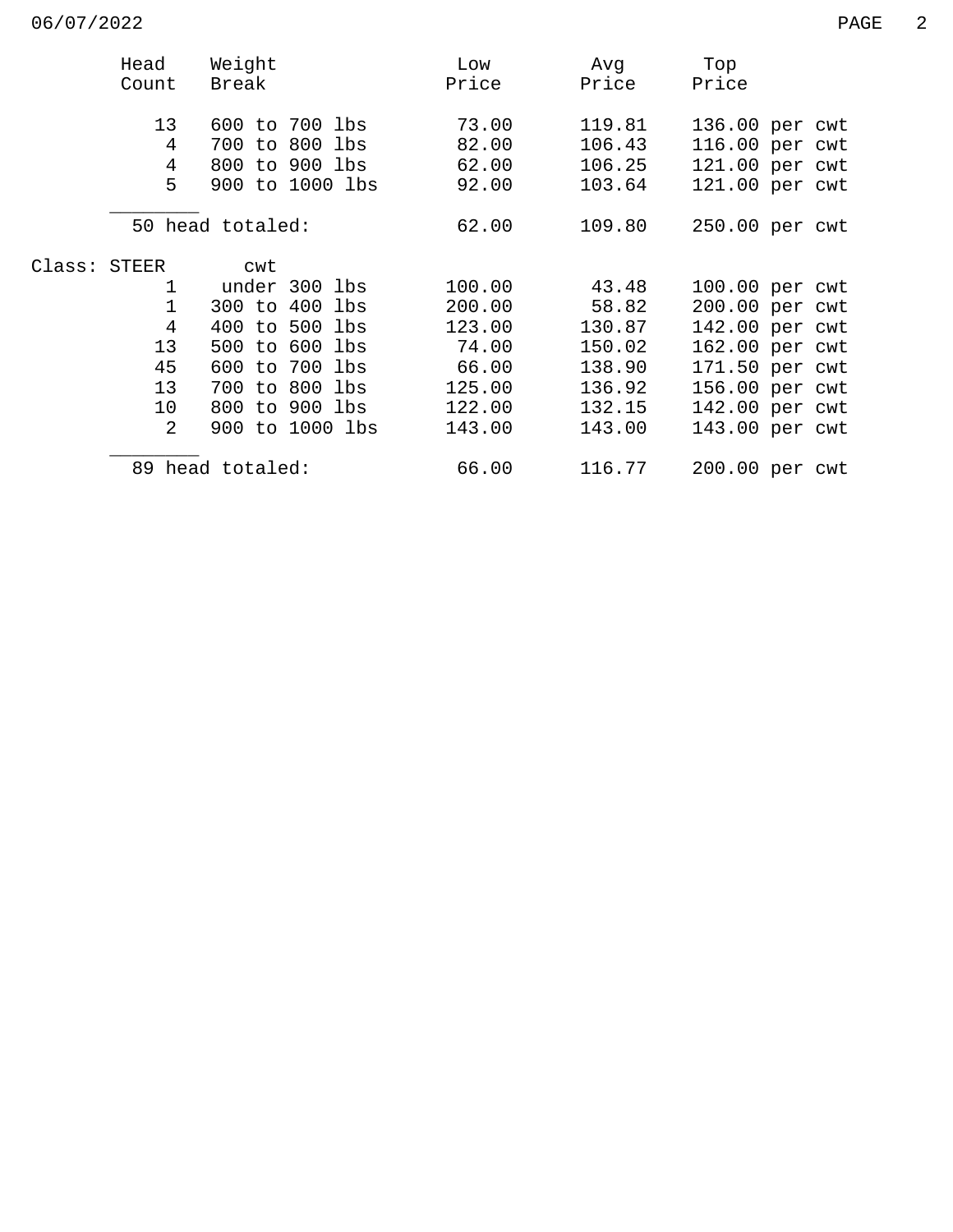| Head Count | Weight Break | Low Price | Avg Price | Top Price |
|---|---|---|---|---|
| 13 | 600 to 700 lbs | 73.00 | 119.81 | 136.00 per cwt |
| 4 | 700 to 800 lbs | 82.00 | 106.43 | 116.00 per cwt |
| 4 | 800 to 900 lbs | 62.00 | 106.25 | 121.00 per cwt |
| 5 | 900 to 1000 lbs | 92.00 | 103.64 | 121.00 per cwt |
| 50 head totaled: | | 62.00 | 109.80 | 250.00 per cwt |

Class: STEER cwt

| Head Count | Weight Break | Low Price | Avg Price | Top Price |
|---|---|---|---|---|
| 1 | under 300 lbs | 100.00 | 43.48 | 100.00 per cwt |
| 1 | 300 to 400 lbs | 200.00 | 58.82 | 200.00 per cwt |
| 4 | 400 to 500 lbs | 123.00 | 130.87 | 142.00 per cwt |
| 13 | 500 to 600 lbs | 74.00 | 150.02 | 162.00 per cwt |
| 45 | 600 to 700 lbs | 66.00 | 138.90 | 171.50 per cwt |
| 13 | 700 to 800 lbs | 125.00 | 136.92 | 156.00 per cwt |
| 10 | 800 to 900 lbs | 122.00 | 132.15 | 142.00 per cwt |
| 2 | 900 to 1000 lbs | 143.00 | 143.00 | 143.00 per cwt |
| 89 head totaled: | | 66.00 | 116.77 | 200.00 per cwt |